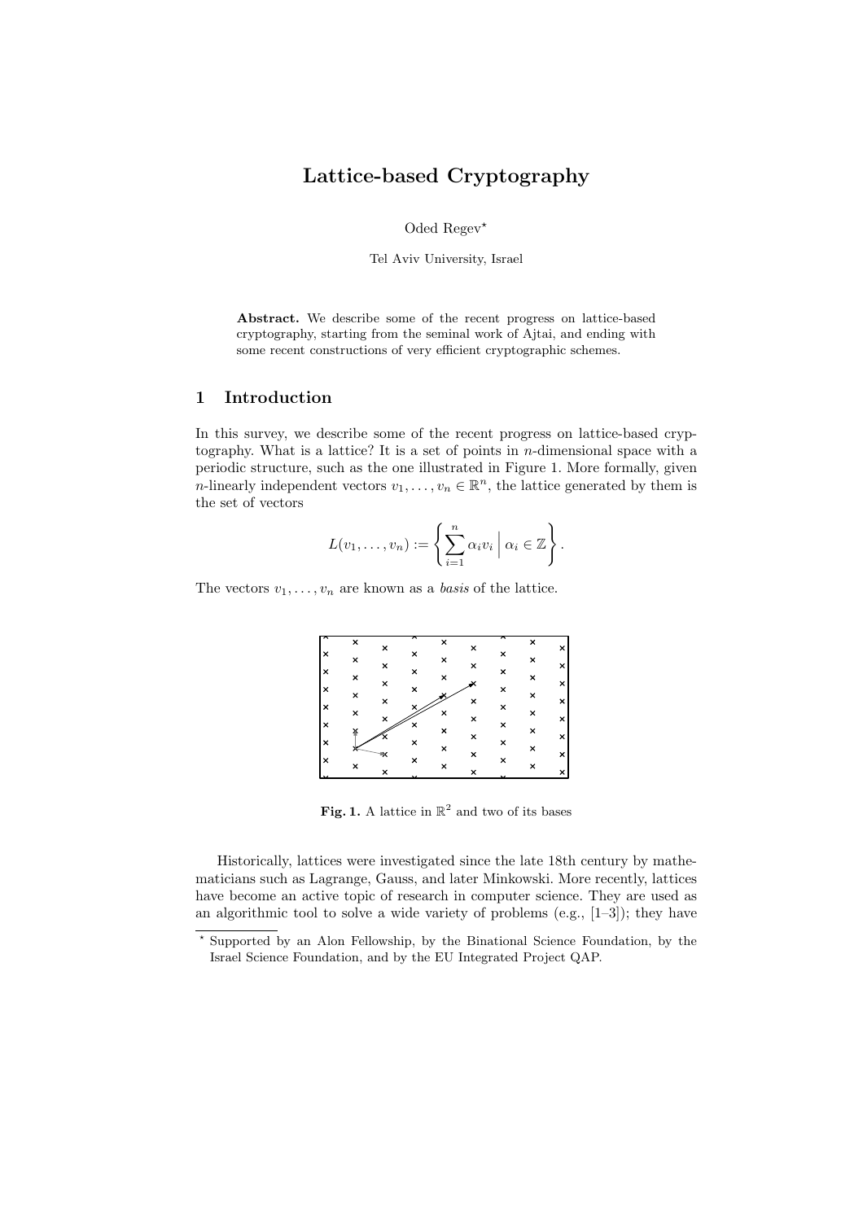# Lattice-based Cryptography

Oded Regev*

Tel Aviv University, Israel

**Abstract.** We describe some of the recent progress on lattice-based cryptography, starting from the seminal work of Ajtai, and ending with some recent constructions of very efficient cryptographic schemes.

## 1 Introduction

In this survey, we describe some of the recent progress on lattice-based cryptography. What is a lattice? It is a set of points in $n$-dimensional space with a periodic structure, such as the one illustrated in Figure 1. More formally, given $n$-linearly independent vectors $v_1, \ldots, v_n \in \mathbb{R}^n$, the lattice generated by them is the set of vectors

$$L(v_1, \ldots, v_n) := \left\{ \sum_{i=1}^{n} \alpha_i v_i \,\middle|\, \alpha_i \in \mathbb{Z} \right\}.$$

The vectors $v_1, \ldots, v_n$ are known as a *basis* of the lattice.

**Fig. 1.** A lattice in $\mathbb{R}^2$ and two of its bases

Historically, lattices were investigated since the late 18th century by mathematicians such as Lagrange, Gauss, and later Minkowski. More recently, lattices have become an active topic of research in computer science. They are used as an algorithmic tool to solve a wide variety of problems (e.g., [1–3]); they have

---

* Supported by an Alon Fellowship, by the Binational Science Foundation, by the Israel Science Foundation, and by the EU Integrated Project QAP.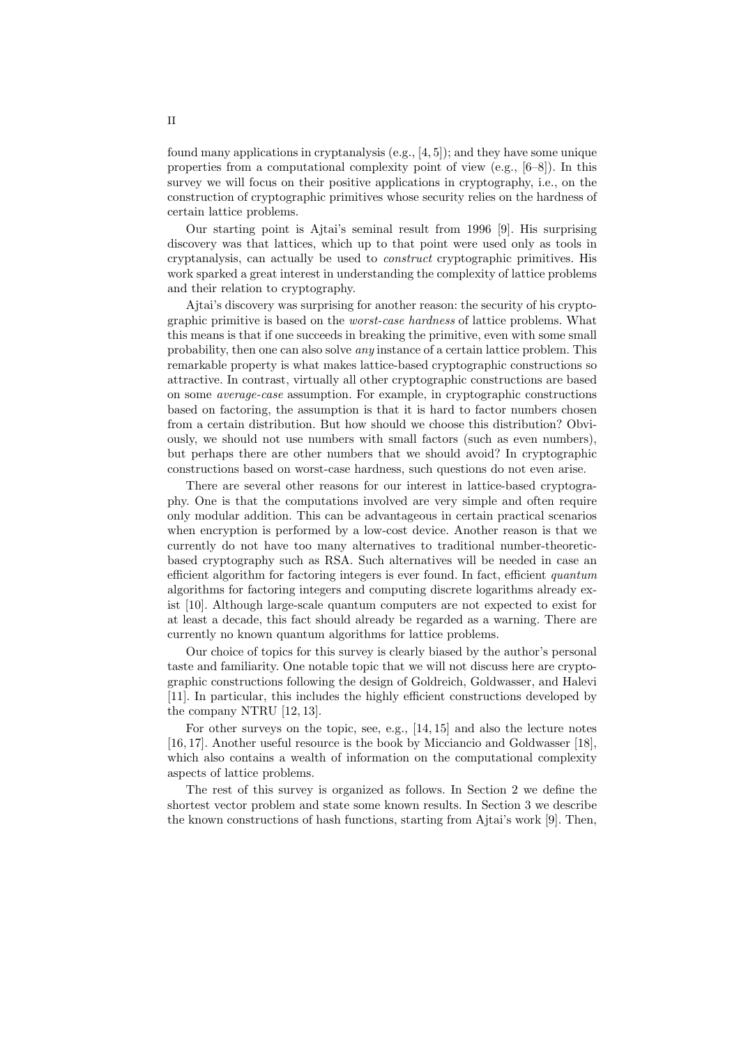found many applications in cryptanalysis (e.g., [4, 5]); and they have some unique properties from a computational complexity point of view (e.g., [6–8]). In this survey we will focus on their positive applications in cryptography, i.e., on the construction of cryptographic primitives whose security relies on the hardness of certain lattice problems.

Our starting point is Ajtai's seminal result from 1996 [9]. His surprising discovery was that lattices, which up to that point were used only as tools in cryptanalysis, can actually be used to *construct* cryptographic primitives. His work sparked a great interest in understanding the complexity of lattice problems and their relation to cryptography.

Ajtai's discovery was surprising for another reason: the security of his cryptographic primitive is based on the *worst-case hardness* of lattice problems. What this means is that if one succeeds in breaking the primitive, even with some small probability, then one can also solve *any* instance of a certain lattice problem. This remarkable property is what makes lattice-based cryptographic constructions so attractive. In contrast, virtually all other cryptographic constructions are based on some *average-case* assumption. For example, in cryptographic constructions based on factoring, the assumption is that it is hard to factor numbers chosen from a certain distribution. But how should we choose this distribution? Obviously, we should not use numbers with small factors (such as even numbers), but perhaps there are other numbers that we should avoid? In cryptographic constructions based on worst-case hardness, such questions do not even arise.

There are several other reasons for our interest in lattice-based cryptography. One is that the computations involved are very simple and often require only modular addition. This can be advantageous in certain practical scenarios when encryption is performed by a low-cost device. Another reason is that we currently do not have too many alternatives to traditional number-theoretic-based cryptography such as RSA. Such alternatives will be needed in case an efficient algorithm for factoring integers is ever found. In fact, efficient *quantum* algorithms for factoring integers and computing discrete logarithms already exist [10]. Although large-scale quantum computers are not expected to exist for at least a decade, this fact should already be regarded as a warning. There are currently no known quantum algorithms for lattice problems.

Our choice of topics for this survey is clearly biased by the author's personal taste and familiarity. One notable topic that we will not discuss here are cryptographic constructions following the design of Goldreich, Goldwasser, and Halevi [11]. In particular, this includes the highly efficient constructions developed by the company NTRU [12, 13].

For other surveys on the topic, see, e.g., [14, 15] and also the lecture notes [16, 17]. Another useful resource is the book by Micciancio and Goldwasser [18], which also contains a wealth of information on the computational complexity aspects of lattice problems.

The rest of this survey is organized as follows. In Section 2 we define the shortest vector problem and state some known results. In Section 3 we describe the known constructions of hash functions, starting from Ajtai's work [9]. Then,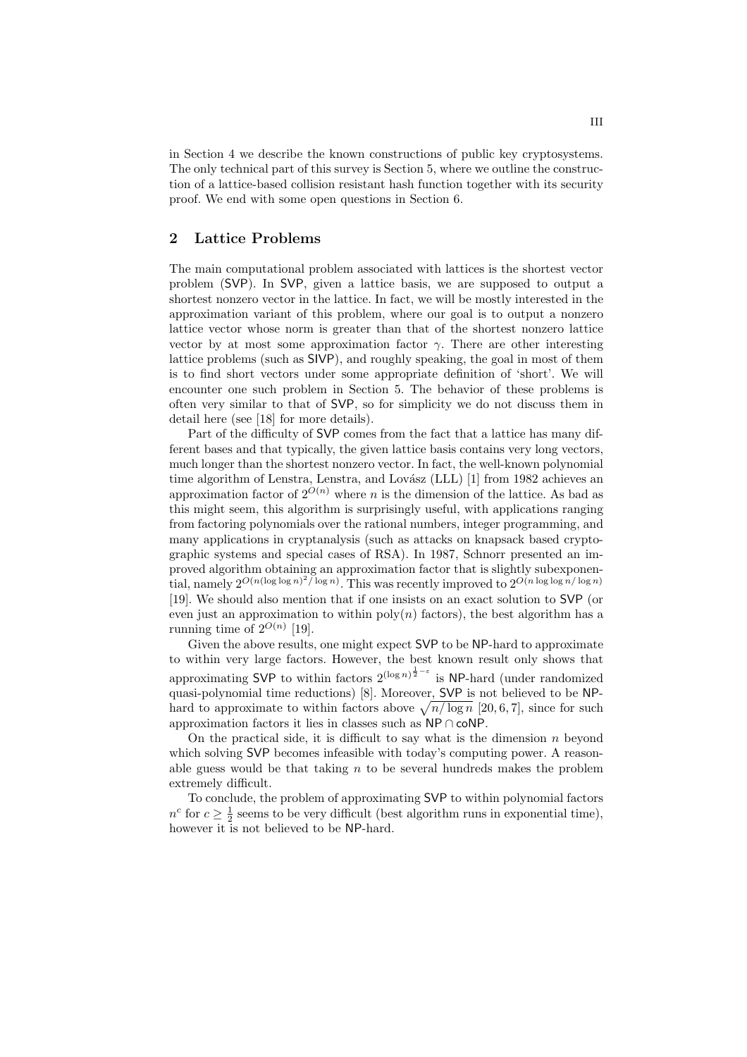in Section 4 we describe the known constructions of public key cryptosystems. The only technical part of this survey is Section 5, where we outline the construction of a lattice-based collision resistant hash function together with its security proof. We end with some open questions in Section 6.

## 2 Lattice Problems

The main computational problem associated with lattices is the shortest vector problem (SVP). In SVP, given a lattice basis, we are supposed to output a shortest nonzero vector in the lattice. In fact, we will be mostly interested in the approximation variant of this problem, where our goal is to output a nonzero lattice vector whose norm is greater than that of the shortest nonzero lattice vector by at most some approximation factor $\gamma$. There are other interesting lattice problems (such as SIVP), and roughly speaking, the goal in most of them is to find short vectors under some appropriate definition of 'short'. We will encounter one such problem in Section 5. The behavior of these problems is often very similar to that of SVP, so for simplicity we do not discuss them in detail here (see [18] for more details).

Part of the difficulty of SVP comes from the fact that a lattice has many different bases and that typically, the given lattice basis contains very long vectors, much longer than the shortest nonzero vector. In fact, the well-known polynomial time algorithm of Lenstra, Lenstra, and Lovász (LLL) [1] from 1982 achieves an approximation factor of $2^{O(n)}$ where $n$ is the dimension of the lattice. As bad as this might seem, this algorithm is surprisingly useful, with applications ranging from factoring polynomials over the rational numbers, integer programming, and many applications in cryptanalysis (such as attacks on knapsack based cryptographic systems and special cases of RSA). In 1987, Schnorr presented an improved algorithm obtaining an approximation factor that is slightly subexponential, namely $2^{O(n(\log\log n)^2/\log n)}$. This was recently improved to $2^{O(n\log\log n/\log n)}$ [19]. We should also mention that if one insists on an exact solution to SVP (or even just an approximation to within $\mathrm{poly}(n)$ factors), the best algorithm has a running time of $2^{O(n)}$ [19].

Given the above results, one might expect SVP to be NP-hard to approximate to within very large factors. However, the best known result only shows that approximating SVP to within factors $2^{(\log n)^{\frac{1}{2}-\varepsilon}}$ is NP-hard (under randomized quasi-polynomial time reductions) [8]. Moreover, SVP is not believed to be NP-hard to approximate to within factors above $\sqrt{n/\log n}$ [20, 6, 7], since for such approximation factors it lies in classes such as $\mathsf{NP} \cap \mathsf{coNP}$.

On the practical side, it is difficult to say what is the dimension $n$ beyond which solving SVP becomes infeasible with today's computing power. A reasonable guess would be that taking $n$ to be several hundreds makes the problem extremely difficult.

To conclude, the problem of approximating SVP to within polynomial factors $n^c$ for $c \geq \frac{1}{2}$ seems to be very difficult (best algorithm runs in exponential time), however it is not believed to be NP-hard.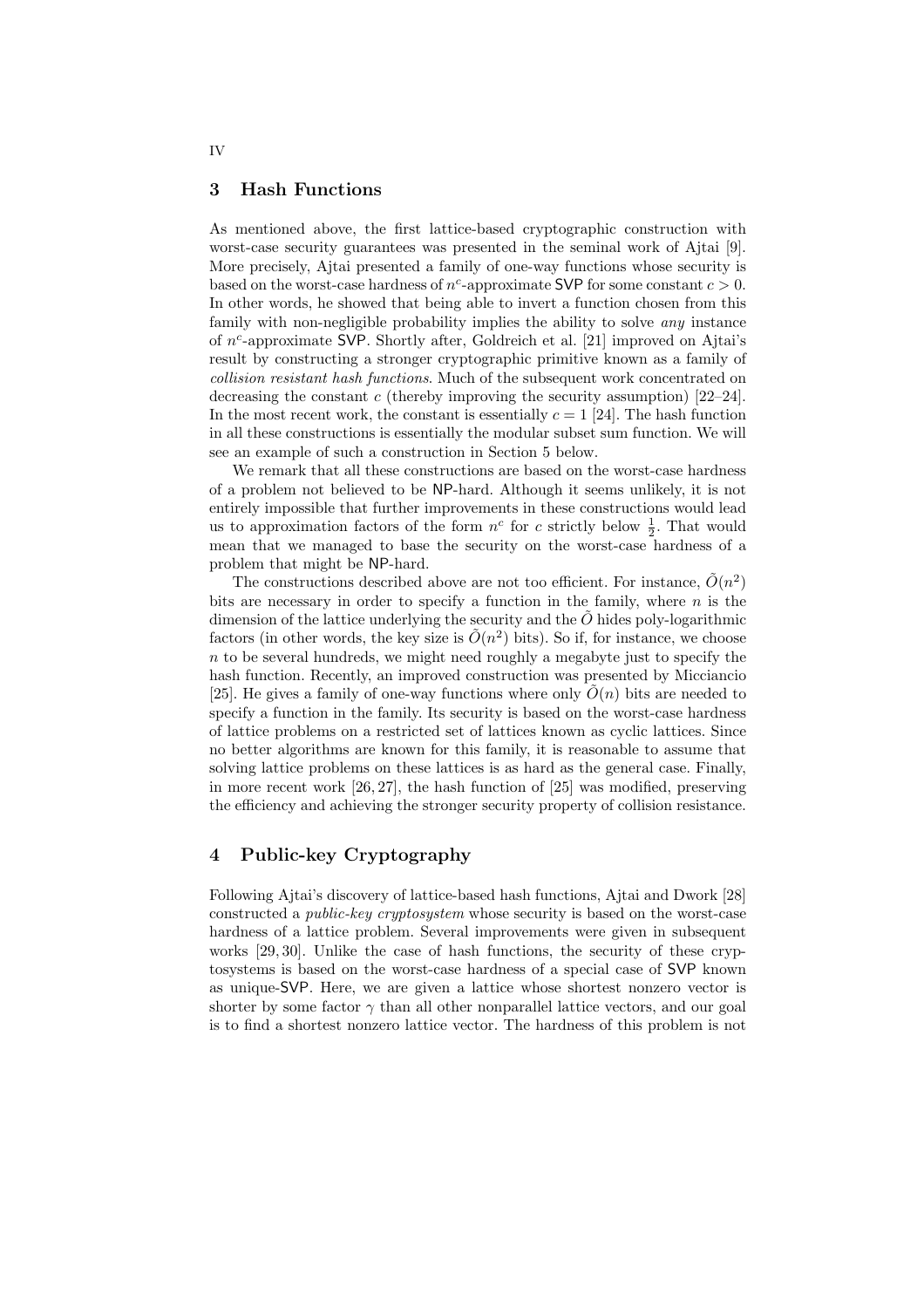## 3 Hash Functions

As mentioned above, the first lattice-based cryptographic construction with worst-case security guarantees was presented in the seminal work of Ajtai [9]. More precisely, Ajtai presented a family of one-way functions whose security is based on the worst-case hardness of $n^c$-approximate SVP for some constant $c > 0$. In other words, he showed that being able to invert a function chosen from this family with non-negligible probability implies the ability to solve *any* instance of $n^c$-approximate SVP. Shortly after, Goldreich et al. [21] improved on Ajtai's result by constructing a stronger cryptographic primitive known as a family of *collision resistant hash functions*. Much of the subsequent work concentrated on decreasing the constant $c$ (thereby improving the security assumption) [22–24]. In the most recent work, the constant is essentially $c = 1$ [24]. The hash function in all these constructions is essentially the modular subset sum function. We will see an example of such a construction in Section 5 below.

We remark that all these constructions are based on the worst-case hardness of a problem not believed to be NP-hard. Although it seems unlikely, it is not entirely impossible that further improvements in these constructions would lead us to approximation factors of the form $n^c$ for $c$ strictly below $\frac{1}{2}$. That would mean that we managed to base the security on the worst-case hardness of a problem that might be NP-hard.

The constructions described above are not too efficient. For instance, $\tilde{O}(n^2)$ bits are necessary in order to specify a function in the family, where $n$ is the dimension of the lattice underlying the security and the $\tilde{O}$ hides poly-logarithmic factors (in other words, the key size is $\tilde{O}(n^2)$ bits). So if, for instance, we choose $n$ to be several hundreds, we might need roughly a megabyte just to specify the hash function. Recently, an improved construction was presented by Micciancio [25]. He gives a family of one-way functions where only $\tilde{O}(n)$ bits are needed to specify a function in the family. Its security is based on the worst-case hardness of lattice problems on a restricted set of lattices known as cyclic lattices. Since no better algorithms are known for this family, it is reasonable to assume that solving lattice problems on these lattices is as hard as the general case. Finally, in more recent work [26, 27], the hash function of [25] was modified, preserving the efficiency and achieving the stronger security property of collision resistance.

## 4 Public-key Cryptography

Following Ajtai's discovery of lattice-based hash functions, Ajtai and Dwork [28] constructed a *public-key cryptosystem* whose security is based on the worst-case hardness of a lattice problem. Several improvements were given in subsequent works [29, 30]. Unlike the case of hash functions, the security of these cryptosystems is based on the worst-case hardness of a special case of SVP known as unique-SVP. Here, we are given a lattice whose shortest nonzero vector is shorter by some factor $\gamma$ than all other nonparallel lattice vectors, and our goal is to find a shortest nonzero lattice vector. The hardness of this problem is not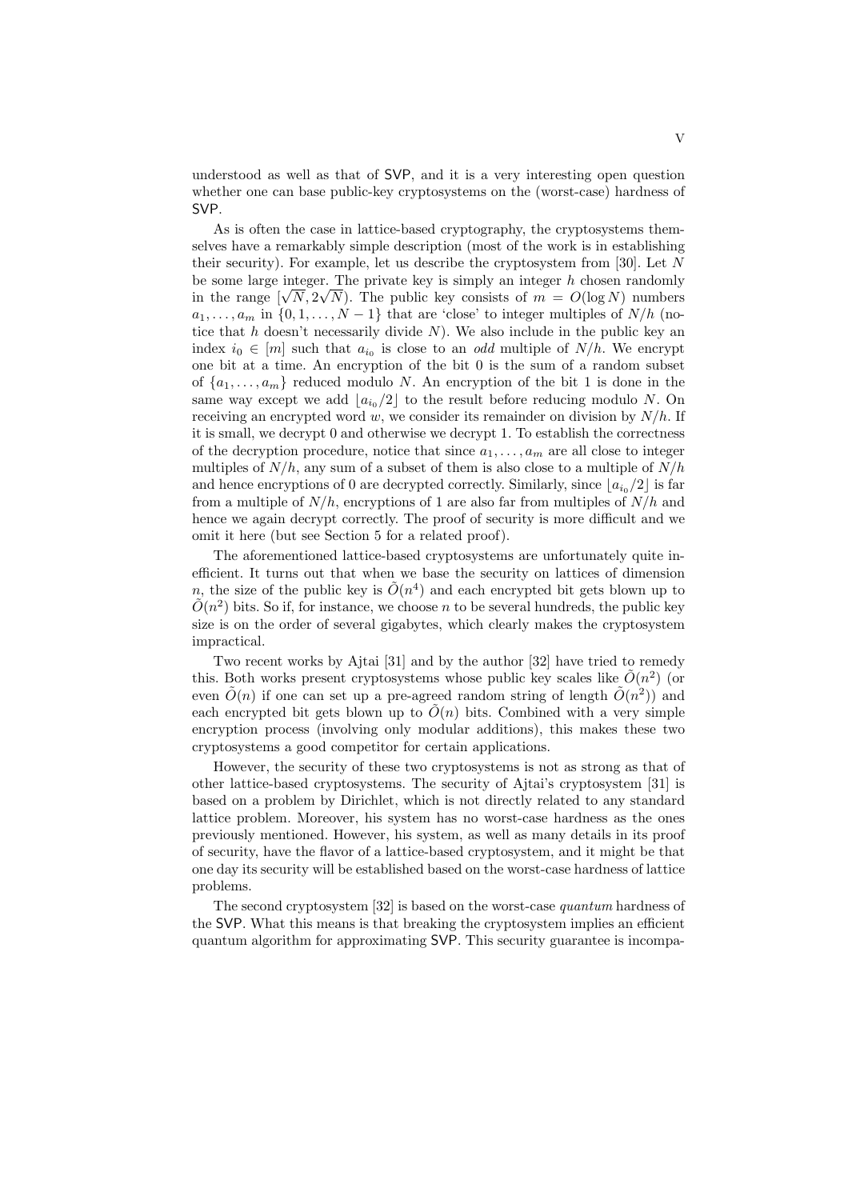understood as well as that of SVP, and it is a very interesting open question whether one can base public-key cryptosystems on the (worst-case) hardness of SVP.

As is often the case in lattice-based cryptography, the cryptosystems themselves have a remarkably simple description (most of the work is in establishing their security). For example, let us describe the cryptosystem from [30]. Let $N$ be some large integer. The private key is simply an integer $h$ chosen randomly in the range $[\sqrt{N}, 2\sqrt{N})$. The public key consists of $m = O(\log N)$ numbers $a_1, \ldots, a_m$ in $\{0, 1, \ldots, N-1\}$ that are 'close' to integer multiples of $N/h$ (notice that $h$ doesn't necessarily divide $N$). We also include in the public key an index $i_0 \in [m]$ such that $a_{i_0}$ is close to an *odd* multiple of $N/h$. We encrypt one bit at a time. An encryption of the bit 0 is the sum of a random subset of $\{a_1, \ldots, a_m\}$ reduced modulo $N$. An encryption of the bit 1 is done in the same way except we add $\lfloor a_{i_0}/2 \rfloor$ to the result before reducing modulo $N$. On receiving an encrypted word $w$, we consider its remainder on division by $N/h$. If it is small, we decrypt 0 and otherwise we decrypt 1. To establish the correctness of the decryption procedure, notice that since $a_1, \ldots, a_m$ are all close to integer multiples of $N/h$, any sum of a subset of them is also close to a multiple of $N/h$ and hence encryptions of 0 are decrypted correctly. Similarly, since $\lfloor a_{i_0}/2 \rfloor$ is far from a multiple of $N/h$, encryptions of 1 are also far from multiples of $N/h$ and hence we again decrypt correctly. The proof of security is more difficult and we omit it here (but see Section 5 for a related proof).

The aforementioned lattice-based cryptosystems are unfortunately quite inefficient. It turns out that when we base the security on lattices of dimension $n$, the size of the public key is $\tilde{O}(n^4)$ and each encrypted bit gets blown up to $\tilde{O}(n^2)$ bits. So if, for instance, we choose $n$ to be several hundreds, the public key size is on the order of several gigabytes, which clearly makes the cryptosystem impractical.

Two recent works by Ajtai [31] and by the author [32] have tried to remedy this. Both works present cryptosystems whose public key scales like $\tilde{O}(n^2)$ (or even $\tilde{O}(n)$ if one can set up a pre-agreed random string of length $\tilde{O}(n^2)$) and each encrypted bit gets blown up to $\tilde{O}(n)$ bits. Combined with a very simple encryption process (involving only modular additions), this makes these two cryptosystems a good competitor for certain applications.

However, the security of these two cryptosystems is not as strong as that of other lattice-based cryptosystems. The security of Ajtai's cryptosystem [31] is based on a problem by Dirichlet, which is not directly related to any standard lattice problem. Moreover, his system has no worst-case hardness as the ones previously mentioned. However, his system, as well as many details in its proof of security, have the flavor of a lattice-based cryptosystem, and it might be that one day its security will be established based on the worst-case hardness of lattice problems.

The second cryptosystem [32] is based on the worst-case *quantum* hardness of the SVP. What this means is that breaking the cryptosystem implies an efficient quantum algorithm for approximating SVP. This security guarantee is incompa-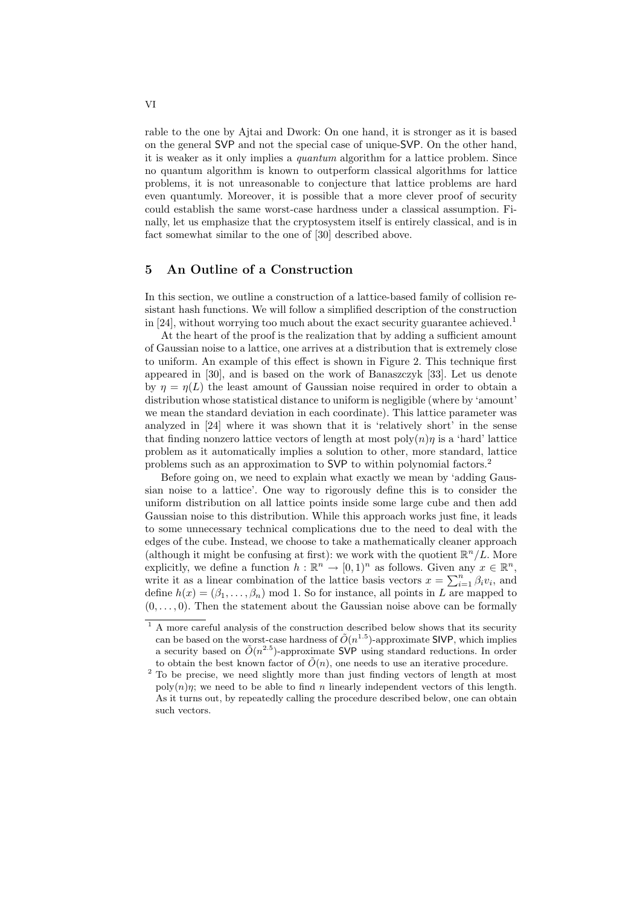rable to the one by Ajtai and Dwork: On one hand, it is stronger as it is based on the general SVP and not the special case of unique-SVP. On the other hand, it is weaker as it only implies a *quantum* algorithm for a lattice problem. Since no quantum algorithm is known to outperform classical algorithms for lattice problems, it is not unreasonable to conjecture that lattice problems are hard even quantumly. Moreover, it is possible that a more clever proof of security could establish the same worst-case hardness under a classical assumption. Finally, let us emphasize that the cryptosystem itself is entirely classical, and is in fact somewhat similar to the one of [30] described above.

## 5 An Outline of a Construction

In this section, we outline a construction of a lattice-based family of collision resistant hash functions. We will follow a simplified description of the construction in [24], without worrying too much about the exact security guarantee achieved.[1]

At the heart of the proof is the realization that by adding a sufficient amount of Gaussian noise to a lattice, one arrives at a distribution that is extremely close to uniform. An example of this effect is shown in Figure 2. This technique first appeared in [30], and is based on the work of Banaszczyk [33]. Let us denote by $\eta = \eta(L)$ the least amount of Gaussian noise required in order to obtain a distribution whose statistical distance to uniform is negligible (where by 'amount' we mean the standard deviation in each coordinate). This lattice parameter was analyzed in [24] where it was shown that it is 'relatively short' in the sense that finding nonzero lattice vectors of length at most $\text{poly}(n)\eta$ is a 'hard' lattice problem as it automatically implies a solution to other, more standard, lattice problems such as an approximation to SVP to within polynomial factors.[2]

Before going on, we need to explain what exactly we mean by 'adding Gaussian noise to a lattice'. One way to rigorously define this is to consider the uniform distribution on all lattice points inside some large cube and then add Gaussian noise to this distribution. While this approach works just fine, it leads to some unnecessary technical complications due to the need to deal with the edges of the cube. Instead, we choose to take a mathematically cleaner approach (although it might be confusing at first): we work with the quotient $\mathbb{R}^n/L$. More explicitly, we define a function $h : \mathbb{R}^n \to [0, 1)^n$ as follows. Given any $x \in \mathbb{R}^n$, write it as a linear combination of the lattice basis vectors $x = \sum_{i=1}^{n} \beta_i v_i$, and define $h(x) = (\beta_1, \ldots, \beta_n) \bmod 1$. So for instance, all points in $L$ are mapped to $(0, \ldots, 0)$. Then the statement about the Gaussian noise above can be formally

[1] A more careful analysis of the construction described below shows that its security can be based on the worst-case hardness of $\tilde{O}(n^{1.5})$-approximate SIVP, which implies a security based on $\tilde{O}(n^{2.5})$-approximate SVP using standard reductions. In order to obtain the best known factor of $\tilde{O}(n)$, one needs to use an iterative procedure.

[2] To be precise, we need slightly more than just finding vectors of length at most $\text{poly}(n)\eta$; we need to be able to find $n$ linearly independent vectors of this length. As it turns out, by repeatedly calling the procedure described below, one can obtain such vectors.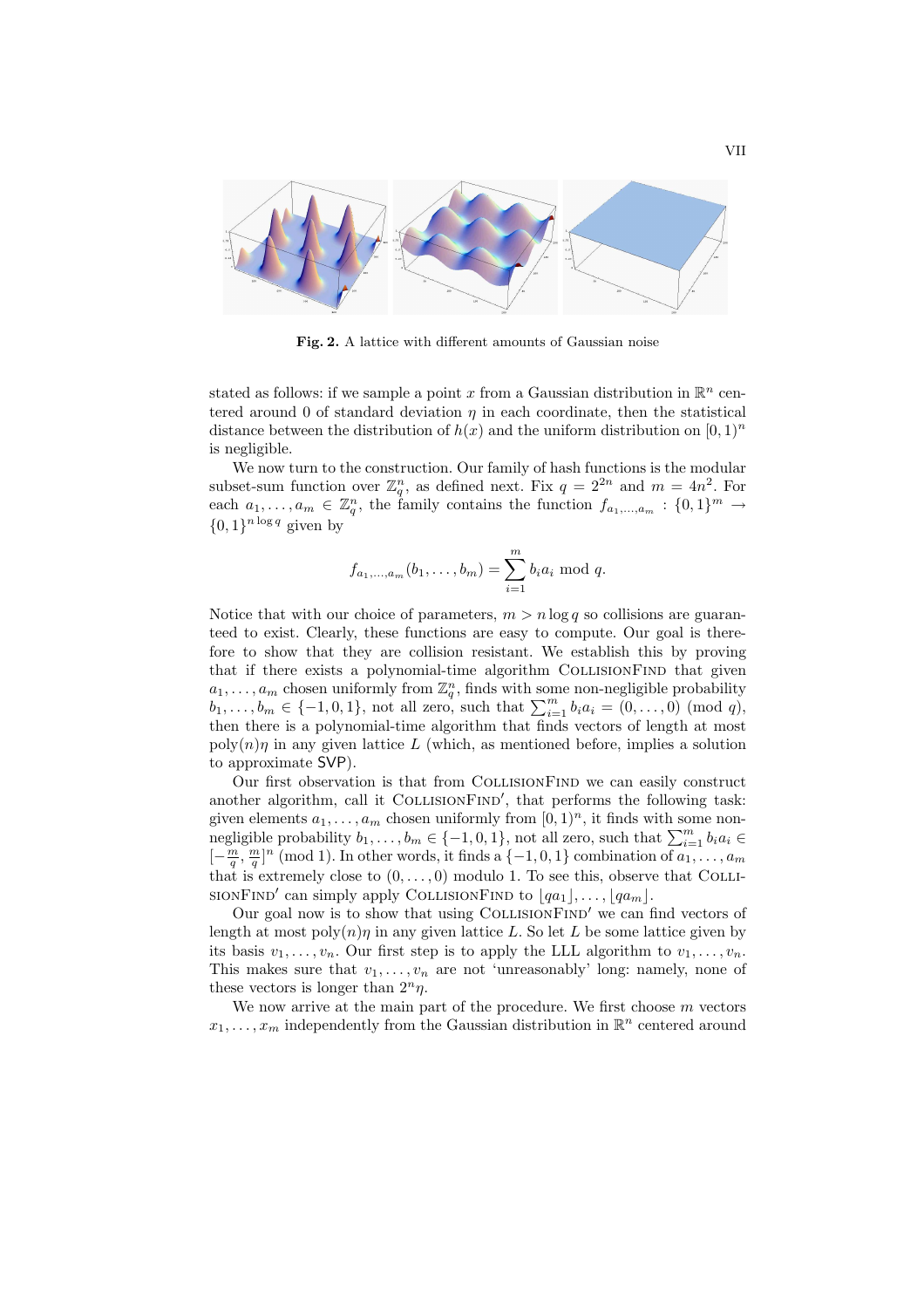**Fig. 2.** A lattice with different amounts of Gaussian noise

stated as follows: if we sample a point $x$ from a Gaussian distribution in $\mathbb{R}^n$ centered around 0 of standard deviation $\eta$ in each coordinate, then the statistical distance between the distribution of $h(x)$ and the uniform distribution on $[0,1)^n$ is negligible.

We now turn to the construction. Our family of hash functions is the modular subset-sum function over $\mathbb{Z}_q^n$, as defined next. Fix $q = 2^{2n}$ and $m = 4n^2$. For each $a_1, \ldots, a_m \in \mathbb{Z}_q^n$, the family contains the function $f_{a_1,\ldots,a_m} : \{0,1\}^m \to \{0,1\}^{n \log q}$ given by

$$f_{a_1,\ldots,a_m}(b_1, \ldots, b_m) = \sum_{i=1}^{m} b_i a_i \bmod q.$$

Notice that with our choice of parameters, $m > n \log q$ so collisions are guaranteed to exist. Clearly, these functions are easy to compute. Our goal is therefore to show that they are collision resistant. We establish this by proving that if there exists a polynomial-time algorithm CollisionFind that given $a_1, \ldots, a_m$ chosen uniformly from $\mathbb{Z}_q^n$, finds with some non-negligible probability $b_1, \ldots, b_m \in \{-1, 0, 1\}$, not all zero, such that $\sum_{i=1}^{m} b_i a_i = (0, \ldots, 0) \pmod q$, then there is a polynomial-time algorithm that finds vectors of length at most $\mathrm{poly}(n)\eta$ in any given lattice $L$ (which, as mentioned before, implies a solution to approximate SVP).

Our first observation is that from CollisionFind we can easily construct another algorithm, call it CollisionFind′, that performs the following task: given elements $a_1, \ldots, a_m$ chosen uniformly from $[0,1)^n$, it finds with some non-negligible probability $b_1, \ldots, b_m \in \{-1, 0, 1\}$, not all zero, such that $\sum_{i=1}^{m} b_i a_i \in [-\frac{m}{q}, \frac{m}{q}]^n \pmod 1$. In other words, it finds a $\{-1, 0, 1\}$ combination of $a_1, \ldots, a_m$ that is extremely close to $(0, \ldots, 0)$ modulo 1. To see this, observe that CollisionFind′ can simply apply CollisionFind to $\lfloor qa_1 \rfloor, \ldots, \lfloor qa_m \rfloor$.

Our goal now is to show that using CollisionFind′ we can find vectors of length at most $\mathrm{poly}(n)\eta$ in any given lattice $L$. So let $L$ be some lattice given by its basis $v_1, \ldots, v_n$. Our first step is to apply the LLL algorithm to $v_1, \ldots, v_n$. This makes sure that $v_1, \ldots, v_n$ are not 'unreasonably' long: namely, none of these vectors is longer than $2^n \eta$.

We now arrive at the main part of the procedure. We first choose $m$ vectors $x_1, \ldots, x_m$ independently from the Gaussian distribution in $\mathbb{R}^n$ centered around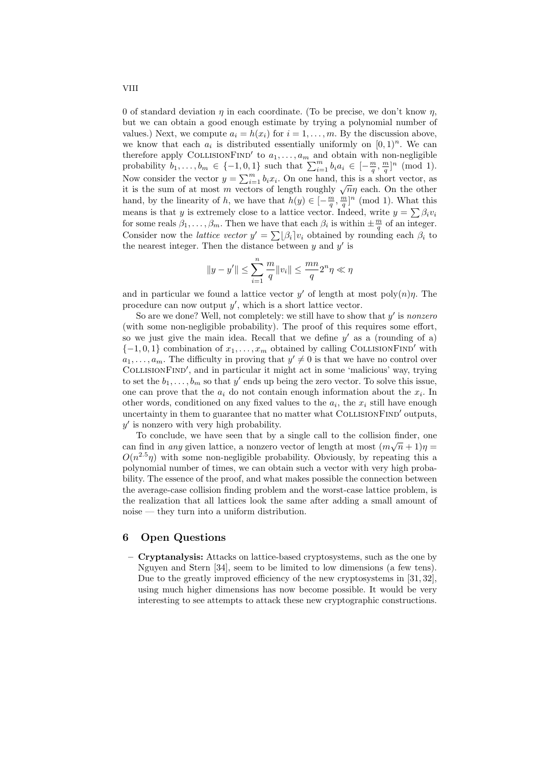0 of standard deviation $\eta$ in each coordinate. (To be precise, we don't know $\eta$, but we can obtain a good enough estimate by trying a polynomial number of values.) Next, we compute $a_i = h(x_i)$ for $i = 1, \ldots, m$. By the discussion above, we know that each $a_i$ is distributed essentially uniformly on $[0, 1)^n$. We can therefore apply CollisionFind′ to $a_1, \ldots, a_m$ and obtain with non-negligible probability $b_1, \ldots, b_m \in \{-1, 0, 1\}$ such that $\sum_{i=1}^{m} b_i a_i \in [-\frac{m}{q}, \frac{m}{q}]^n \pmod 1$. Now consider the vector $y = \sum_{i=1}^{m} b_i x_i$. On one hand, this is a short vector, as it is the sum of at most $m$ vectors of length roughly $\sqrt{n}\eta$ each. On the other hand, by the linearity of $h$, we have that $h(y) \in [-\frac{m}{q}, \frac{m}{q}]^n \pmod 1$. What this means is that $y$ is extremely close to a lattice vector. Indeed, write $y = \sum \beta_i v_i$ for some reals $\beta_1, \ldots, \beta_m$. Then we have that each $\beta_i$ is within $\pm\frac{m}{q}$ of an integer. Consider now the *lattice vector* $y' = \sum \lfloor \beta_i \rceil v_i$ obtained by rounding each $\beta_i$ to the nearest integer. Then the distance between $y$ and $y'$ is

$$\|y - y'\| \leq \sum_{i=1}^{n} \frac{m}{q} \|v_i\| \leq \frac{mn}{q} 2^n \eta \ll \eta$$

and in particular we found a lattice vector $y'$ of length at most $\text{poly}(n)\eta$. The procedure can now output $y'$, which is a short lattice vector.

So are we done? Well, not completely: we still have to show that $y'$ is *nonzero* (with some non-negligible probability). The proof of this requires some effort, so we just give the main idea. Recall that we define $y'$ as a (rounding of a) $\{-1, 0, 1\}$ combination of $x_1, \ldots, x_m$ obtained by calling CollisionFind′ with $a_1, \ldots, a_m$. The difficulty in proving that $y' \neq 0$ is that we have no control over CollisionFind′, and in particular it might act in some 'malicious' way, trying to set the $b_1, \ldots, b_m$ so that $y'$ ends up being the zero vector. To solve this issue, one can prove that the $a_i$ do not contain enough information about the $x_i$. In other words, conditioned on any fixed values to the $a_i$, the $x_i$ still have enough uncertainty in them to guarantee that no matter what CollisionFind′ outputs, $y'$ is nonzero with very high probability.

To conclude, we have seen that by a single call to the collision finder, one can find in *any* given lattice, a nonzero vector of length at most $(m\sqrt{n} + 1)\eta = O(n^{2.5}\eta)$ with some non-negligible probability. Obviously, by repeating this a polynomial number of times, we can obtain such a vector with very high probability. The essence of the proof, and what makes possible the connection between the average-case collision finding problem and the worst-case lattice problem, is the realization that all lattices look the same after adding a small amount of noise — they turn into a uniform distribution.

## 6 Open Questions

- **Cryptanalysis:** Attacks on lattice-based cryptosystems, such as the one by Nguyen and Stern [34], seem to be limited to low dimensions (a few tens). Due to the greatly improved efficiency of the new cryptosystems in [31, 32], using much higher dimensions has now become possible. It would be very interesting to see attempts to attack these new cryptographic constructions.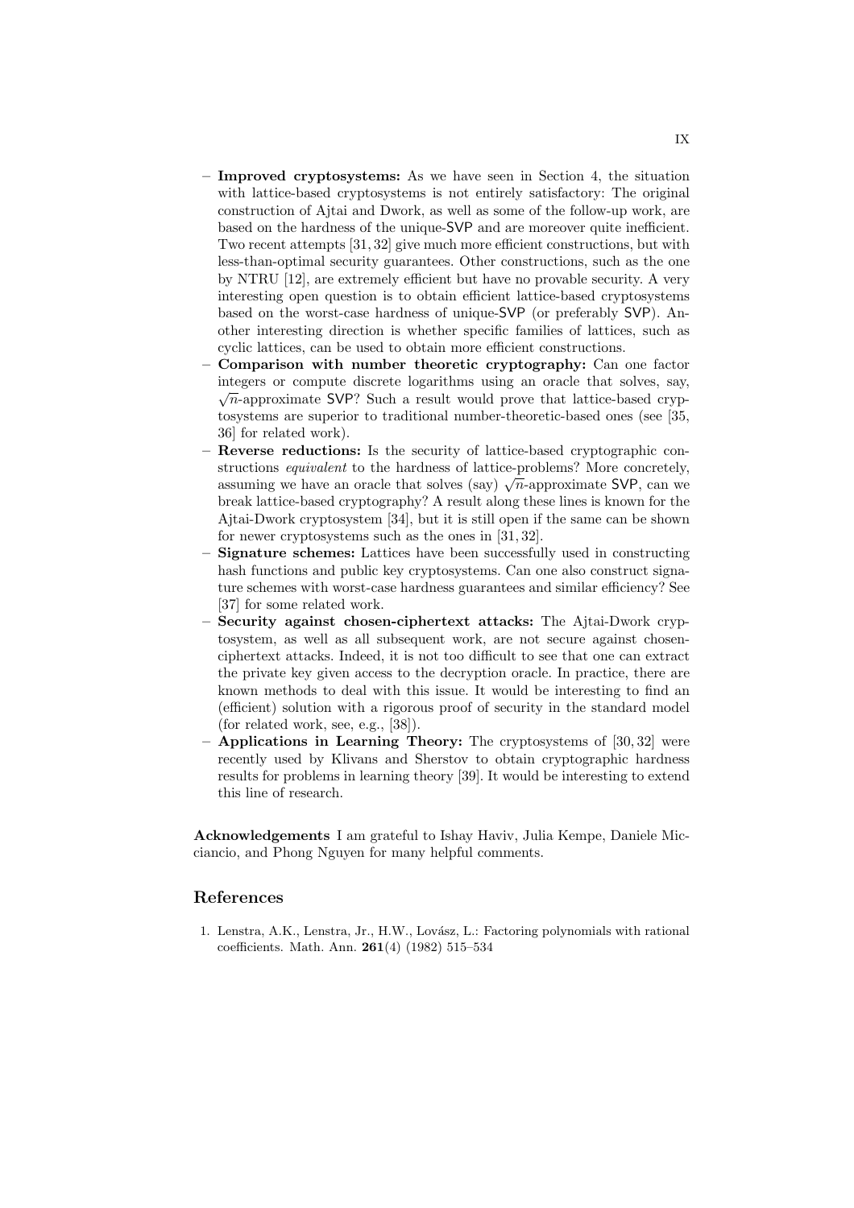- **Improved cryptosystems:** As we have seen in Section 4, the situation with lattice-based cryptosystems is not entirely satisfactory: The original construction of Ajtai and Dwork, as well as some of the follow-up work, are based on the hardness of the unique-SVP and are moreover quite inefficient. Two recent attempts [31, 32] give much more efficient constructions, but with less-than-optimal security guarantees. Other constructions, such as the one by NTRU [12], are extremely efficient but have no provable security. A very interesting open question is to obtain efficient lattice-based cryptosystems based on the worst-case hardness of unique-SVP (or preferably SVP). Another interesting direction is whether specific families of lattices, such as cyclic lattices, can be used to obtain more efficient constructions.
- **Comparison with number theoretic cryptography:** Can one factor integers or compute discrete logarithms using an oracle that solves, say, $\sqrt{n}$-approximate SVP? Such a result would prove that lattice-based cryptosystems are superior to traditional number-theoretic-based ones (see [35, 36] for related work).
- **Reverse reductions:** Is the security of lattice-based cryptographic constructions *equivalent* to the hardness of lattice-problems? More concretely, assuming we have an oracle that solves (say) $\sqrt{n}$-approximate SVP, can we break lattice-based cryptography? A result along these lines is known for the Ajtai-Dwork cryptosystem [34], but it is still open if the same can be shown for newer cryptosystems such as the ones in [31, 32].
- **Signature schemes:** Lattices have been successfully used in constructing hash functions and public key cryptosystems. Can one also construct signature schemes with worst-case hardness guarantees and similar efficiency? See [37] for some related work.
- **Security against chosen-ciphertext attacks:** The Ajtai-Dwork cryptosystem, as well as all subsequent work, are not secure against chosen-ciphertext attacks. Indeed, it is not too difficult to see that one can extract the private key given access to the decryption oracle. In practice, there are known methods to deal with this issue. It would be interesting to find an (efficient) solution with a rigorous proof of security in the standard model (for related work, see, e.g., [38]).
- **Applications in Learning Theory:** The cryptosystems of [30, 32] were recently used by Klivans and Sherstov to obtain cryptographic hardness results for problems in learning theory [39]. It would be interesting to extend this line of research.

**Acknowledgements** I am grateful to Ishay Haviv, Julia Kempe, Daniele Micciancio, and Phong Nguyen for many helpful comments.

## References

1. Lenstra, A.K., Lenstra, Jr., H.W., Lovász, L.: Factoring polynomials with rational coefficients. Math. Ann. **261**(4) (1982) 515–534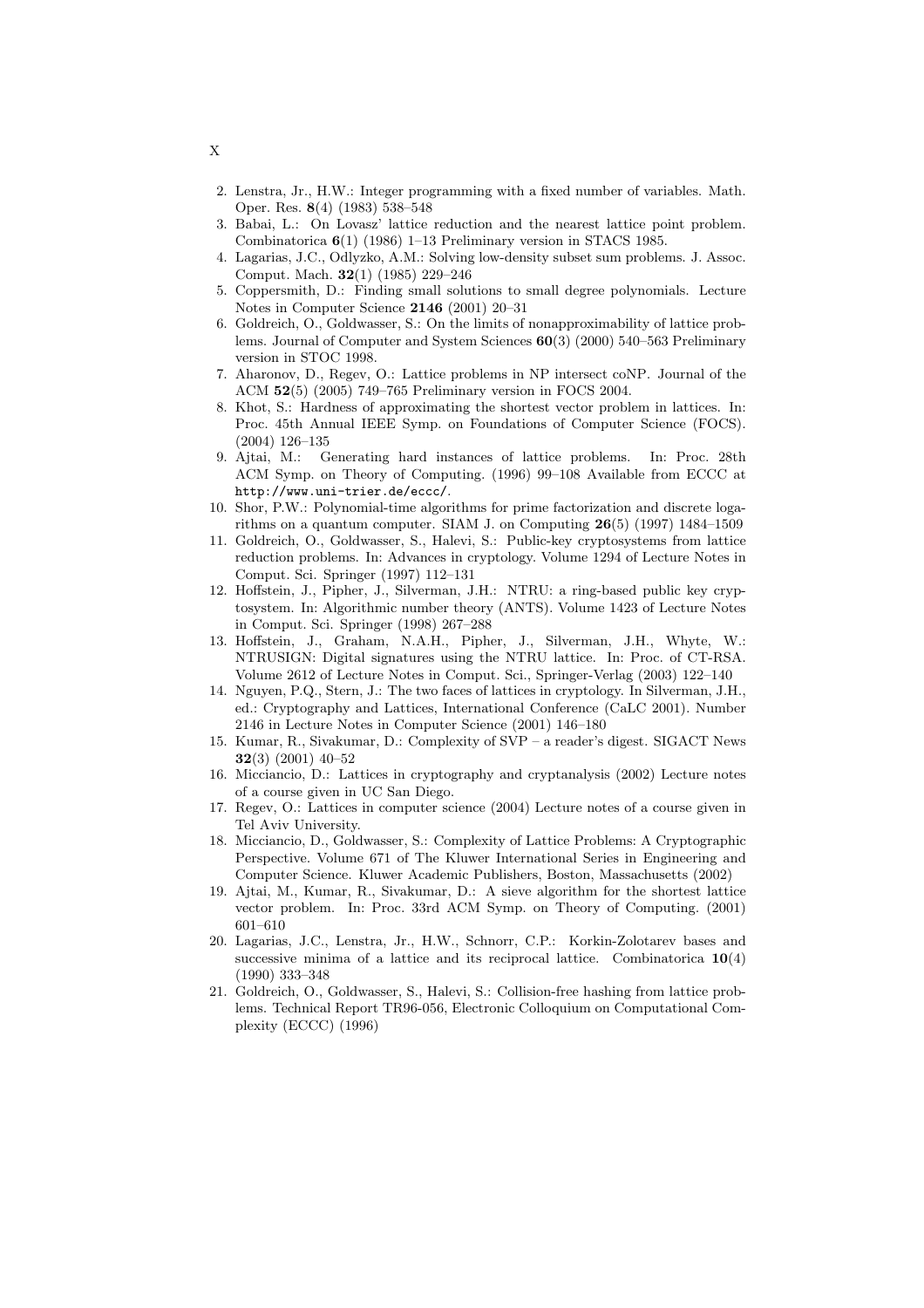2. Lenstra, Jr., H.W.: Integer programming with a fixed number of variables. Math. Oper. Res. **8**(4) (1983) 538–548
3. Babai, L.: On Lovasz' lattice reduction and the nearest lattice point problem. Combinatorica **6**(1) (1986) 1–13 Preliminary version in STACS 1985.
4. Lagarias, J.C., Odlyzko, A.M.: Solving low-density subset sum problems. J. Assoc. Comput. Mach. **32**(1) (1985) 229–246
5. Coppersmith, D.: Finding small solutions to small degree polynomials. Lecture Notes in Computer Science **2146** (2001) 20–31
6. Goldreich, O., Goldwasser, S.: On the limits of nonapproximability of lattice problems. Journal of Computer and System Sciences **60**(3) (2000) 540–563 Preliminary version in STOC 1998.
7. Aharonov, D., Regev, O.: Lattice problems in NP intersect coNP. Journal of the ACM **52**(5) (2005) 749–765 Preliminary version in FOCS 2004.
8. Khot, S.: Hardness of approximating the shortest vector problem in lattices. In: Proc. 45th Annual IEEE Symp. on Foundations of Computer Science (FOCS). (2004) 126–135
9. Ajtai, M.: Generating hard instances of lattice problems. In: Proc. 28th ACM Symp. on Theory of Computing. (1996) 99–108 Available from ECCC at `http://www.uni-trier.de/eccc/`.
10. Shor, P.W.: Polynomial-time algorithms for prime factorization and discrete logarithms on a quantum computer. SIAM J. on Computing **26**(5) (1997) 1484–1509
11. Goldreich, O., Goldwasser, S., Halevi, S.: Public-key cryptosystems from lattice reduction problems. In: Advances in cryptology. Volume 1294 of Lecture Notes in Comput. Sci. Springer (1997) 112–131
12. Hoffstein, J., Pipher, J., Silverman, J.H.: NTRU: a ring-based public key cryptosystem. In: Algorithmic number theory (ANTS). Volume 1423 of Lecture Notes in Comput. Sci. Springer (1998) 267–288
13. Hoffstein, J., Graham, N.A.H., Pipher, J., Silverman, J.H., Whyte, W.: NTRUSIGN: Digital signatures using the NTRU lattice. In: Proc. of CT-RSA. Volume 2612 of Lecture Notes in Comput. Sci., Springer-Verlag (2003) 122–140
14. Nguyen, P.Q., Stern, J.: The two faces of lattices in cryptology. In Silverman, J.H., ed.: Cryptography and Lattices, International Conference (CaLC 2001). Number 2146 in Lecture Notes in Computer Science (2001) 146–180
15. Kumar, R., Sivakumar, D.: Complexity of SVP – a reader's digest. SIGACT News **32**(3) (2001) 40–52
16. Micciancio, D.: Lattices in cryptography and cryptanalysis (2002) Lecture notes of a course given in UC San Diego.
17. Regev, O.: Lattices in computer science (2004) Lecture notes of a course given in Tel Aviv University.
18. Micciancio, D., Goldwasser, S.: Complexity of Lattice Problems: A Cryptographic Perspective. Volume 671 of The Kluwer International Series in Engineering and Computer Science. Kluwer Academic Publishers, Boston, Massachusetts (2002)
19. Ajtai, M., Kumar, R., Sivakumar, D.: A sieve algorithm for the shortest lattice vector problem. In: Proc. 33rd ACM Symp. on Theory of Computing. (2001) 601–610
20. Lagarias, J.C., Lenstra, Jr., H.W., Schnorr, C.P.: Korkin-Zolotarev bases and successive minima of a lattice and its reciprocal lattice. Combinatorica **10**(4) (1990) 333–348
21. Goldreich, O., Goldwasser, S., Halevi, S.: Collision-free hashing from lattice problems. Technical Report TR96-056, Electronic Colloquium on Computational Complexity (ECCC) (1996)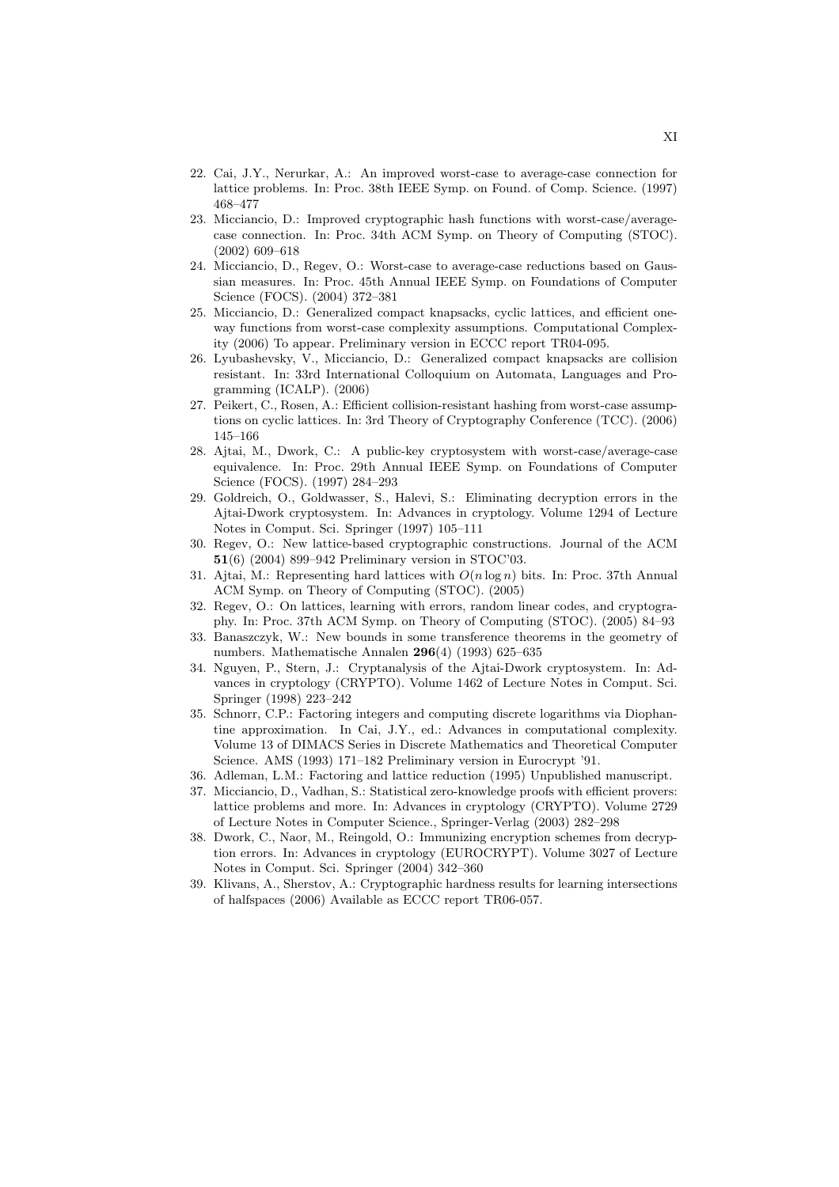22. Cai, J.Y., Nerurkar, A.: An improved worst-case to average-case connection for lattice problems. In: Proc. 38th IEEE Symp. on Found. of Comp. Science. (1997) 468–477
23. Micciancio, D.: Improved cryptographic hash functions with worst-case/average-case connection. In: Proc. 34th ACM Symp. on Theory of Computing (STOC). (2002) 609–618
24. Micciancio, D., Regev, O.: Worst-case to average-case reductions based on Gaussian measures. In: Proc. 45th Annual IEEE Symp. on Foundations of Computer Science (FOCS). (2004) 372–381
25. Micciancio, D.: Generalized compact knapsacks, cyclic lattices, and efficient one-way functions from worst-case complexity assumptions. Computational Complexity (2006) To appear. Preliminary version in ECCC report TR04-095.
26. Lyubashevsky, V., Micciancio, D.: Generalized compact knapsacks are collision resistant. In: 33rd International Colloquium on Automata, Languages and Programming (ICALP). (2006)
27. Peikert, C., Rosen, A.: Efficient collision-resistant hashing from worst-case assumptions on cyclic lattices. In: 3rd Theory of Cryptography Conference (TCC). (2006) 145–166
28. Ajtai, M., Dwork, C.: A public-key cryptosystem with worst-case/average-case equivalence. In: Proc. 29th Annual IEEE Symp. on Foundations of Computer Science (FOCS). (1997) 284–293
29. Goldreich, O., Goldwasser, S., Halevi, S.: Eliminating decryption errors in the Ajtai-Dwork cryptosystem. In: Advances in cryptology. Volume 1294 of Lecture Notes in Comput. Sci. Springer (1997) 105–111
30. Regev, O.: New lattice-based cryptographic constructions. Journal of the ACM **51**(6) (2004) 899–942 Preliminary version in STOC'03.
31. Ajtai, M.: Representing hard lattices with $O(n \log n)$ bits. In: Proc. 37th Annual ACM Symp. on Theory of Computing (STOC). (2005)
32. Regev, O.: On lattices, learning with errors, random linear codes, and cryptography. In: Proc. 37th ACM Symp. on Theory of Computing (STOC). (2005) 84–93
33. Banaszczyk, W.: New bounds in some transference theorems in the geometry of numbers. Mathematische Annalen **296**(4) (1993) 625–635
34. Nguyen, P., Stern, J.: Cryptanalysis of the Ajtai-Dwork cryptosystem. In: Advances in cryptology (CRYPTO). Volume 1462 of Lecture Notes in Comput. Sci. Springer (1998) 223–242
35. Schnorr, C.P.: Factoring integers and computing discrete logarithms via Diophantine approximation. In Cai, J.Y., ed.: Advances in computational complexity. Volume 13 of DIMACS Series in Discrete Mathematics and Theoretical Computer Science. AMS (1993) 171–182 Preliminary version in Eurocrypt '91.
36. Adleman, L.M.: Factoring and lattice reduction (1995) Unpublished manuscript.
37. Micciancio, D., Vadhan, S.: Statistical zero-knowledge proofs with efficient provers: lattice problems and more. In: Advances in cryptology (CRYPTO). Volume 2729 of Lecture Notes in Computer Science., Springer-Verlag (2003) 282–298
38. Dwork, C., Naor, M., Reingold, O.: Immunizing encryption schemes from decryption errors. In: Advances in cryptology (EUROCRYPT). Volume 3027 of Lecture Notes in Comput. Sci. Springer (2004) 342–360
39. Klivans, A., Sherstov, A.: Cryptographic hardness results for learning intersections of halfspaces (2006) Available as ECCC report TR06-057.